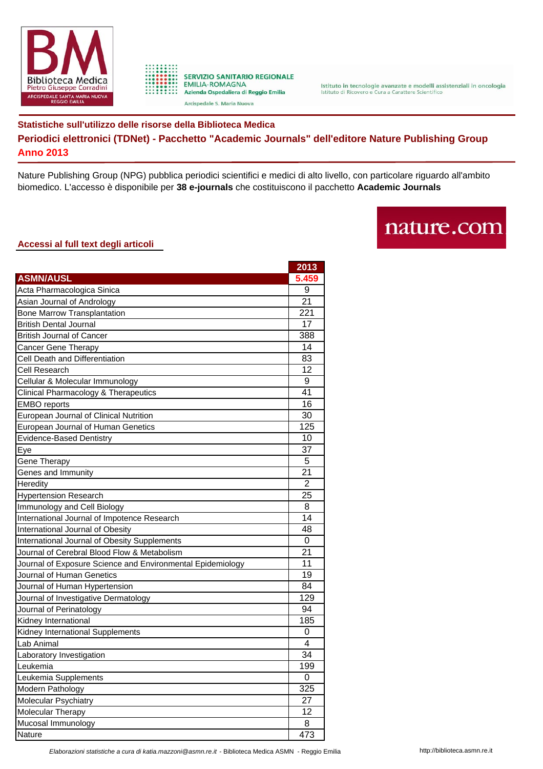Biblioteca Medica Pietro Giuseppe Corradini
ARCISPEDALE SANTA MARIA NUOVA REGGIO EMILIA

SERVIZIO SANITARIO REGIONALE
EMILIA-ROMAGNA
Azienda Ospedaliera di Reggio Emilia
Arcispedale S. Maria Nuova

Istituto in tecnologie avanzate e modelli assistenziali in oncologia
Istituto di Ricovero e Cura a Carattere Scientifico

## Statistiche sull'utilizzo delle risorse della Biblioteca Medica

## Periodici elettronici (TDNet) - Pacchetto "Academic Journals" dell'editore Nature Publishing Group

## Anno 2013

Nature Publishing Group (NPG) pubblica periodici scientifici e medici di alto livello, con particolare riguardo all'ambito biomedico. L'accesso è disponibile per **38 e-journals** che costituiscono il pacchetto **Academic Journals**

nature.com

### Accessi al full text degli articoli

| | 2013 |
|---|---|
| **ASMN/AUSL** | **5.459** |
| Acta Pharmacologica Sinica | 9 |
| Asian Journal of Andrology | 21 |
| Bone Marrow Transplantation | 221 |
| British Dental Journal | 17 |
| British Journal of Cancer | 388 |
| Cancer Gene Therapy | 14 |
| Cell Death and Differentiation | 83 |
| Cell Research | 12 |
| Cellular & Molecular Immunology | 9 |
| Clinical Pharmacology & Therapeutics | 41 |
| EMBO reports | 16 |
| European Journal of Clinical Nutrition | 30 |
| European Journal of Human Genetics | 125 |
| Evidence-Based Dentistry | 10 |
| Eye | 37 |
| Gene Therapy | 5 |
| Genes and Immunity | 21 |
| Heredity | 2 |
| Hypertension Research | 25 |
| Immunology and Cell Biology | 8 |
| International Journal of Impotence Research | 14 |
| International Journal of Obesity | 48 |
| International Journal of Obesity Supplements | 0 |
| Journal of Cerebral Blood Flow & Metabolism | 21 |
| Journal of Exposure Science and Environmental Epidemiology | 11 |
| Journal of Human Genetics | 19 |
| Journal of Human Hypertension | 84 |
| Journal of Investigative Dermatology | 129 |
| Journal of Perinatology | 94 |
| Kidney International | 185 |
| Kidney International Supplements | 0 |
| Lab Animal | 4 |
| Laboratory Investigation | 34 |
| Leukemia | 199 |
| Leukemia Supplements | 0 |
| Modern Pathology | 325 |
| Molecular Psychiatry | 27 |
| Molecular Therapy | 12 |
| Mucosal Immunology | 8 |
| Nature | 473 |

*Elaborazioni statistiche a cura di katia.mazzoni@asmn.re.it* - Biblioteca Medica ASMN - Reggio Emilia http://biblioteca.asmn.re.it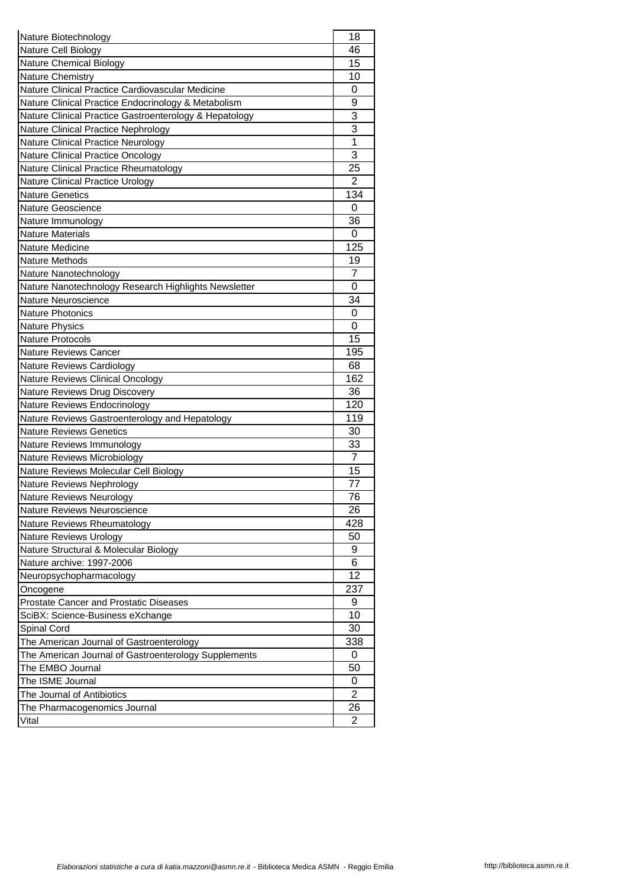| | |
|---|---|
| Nature Biotechnology | 18 |
| Nature Cell Biology | 46 |
| Nature Chemical Biology | 15 |
| Nature Chemistry | 10 |
| Nature Clinical Practice Cardiovascular Medicine | 0 |
| Nature Clinical Practice Endocrinology & Metabolism | 9 |
| Nature Clinical Practice Gastroenterology & Hepatology | 3 |
| Nature Clinical Practice Nephrology | 3 |
| Nature Clinical Practice Neurology | 1 |
| Nature Clinical Practice Oncology | 3 |
| Nature Clinical Practice Rheumatology | 25 |
| Nature Clinical Practice Urology | 2 |
| Nature Genetics | 134 |
| Nature Geoscience | 0 |
| Nature Immunology | 36 |
| Nature Materials | 0 |
| Nature Medicine | 125 |
| Nature Methods | 19 |
| Nature Nanotechnology | 7 |
| Nature Nanotechnology Research Highlights Newsletter | 0 |
| Nature Neuroscience | 34 |
| Nature Photonics | 0 |
| Nature Physics | 0 |
| Nature Protocols | 15 |
| Nature Reviews Cancer | 195 |
| Nature Reviews Cardiology | 68 |
| Nature Reviews Clinical Oncology | 162 |
| Nature Reviews Drug Discovery | 36 |
| Nature Reviews Endocrinology | 120 |
| Nature Reviews Gastroenterology and Hepatology | 119 |
| Nature Reviews Genetics | 30 |
| Nature Reviews Immunology | 33 |
| Nature Reviews Microbiology | 7 |
| Nature Reviews Molecular Cell Biology | 15 |
| Nature Reviews Nephrology | 77 |
| Nature Reviews Neurology | 76 |
| Nature Reviews Neuroscience | 26 |
| Nature Reviews Rheumatology | 428 |
| Nature Reviews Urology | 50 |
| Nature Structural & Molecular Biology | 9 |
| Nature archive: 1997-2006 | 6 |
| Neuropsychopharmacology | 12 |
| Oncogene | 237 |
| Prostate Cancer and Prostatic Diseases | 9 |
| SciBX: Science-Business eXchange | 10 |
| Spinal Cord | 30 |
| The American Journal of Gastroenterology | 338 |
| The American Journal of Gastroenterology Supplements | 0 |
| The EMBO Journal | 50 |
| The ISME Journal | 0 |
| The Journal of Antibiotics | 2 |
| The Pharmacogenomics Journal | 26 |
| Vital | 2 |